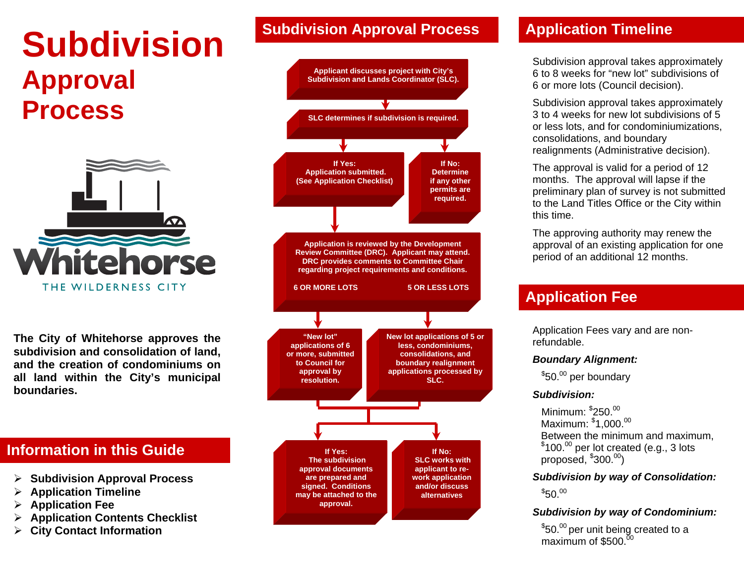# Subdivision Approval Process

Whitehorse
THE WILDERNESS CITY

**The City of Whitehorse approves the subdivision and consolidation of land, and the creation of condominiums on all land within the City's municipal boundaries.**

## Information in this Guide

- **Subdivision Approval Process**
- **Application Timeline**
- **Application Fee**
- **Application Contents Checklist**
- **City Contact Information**

## Subdivision Approval Process

Applicant discusses project with City's Subdivision and Lands Coordinator (SLC).

SLC determines if subdivision is required.

If Yes: Application submitted. (See Application Checklist)

If No: Determine if any other permits are required.

Application is reviewed by the Development Review Committee (DRC). Applicant may attend. DRC provides comments to Committee Chair regarding project requirements and conditions.

6 OR MORE LOTS

5 OR LESS LOTS

"New lot" applications of 6 or more, submitted to Council for approval by resolution.

New lot applications of 5 or less, condominiums, consolidations, and boundary realignment applications processed by SLC.

If Yes: The subdivision approval documents are prepared and signed. Conditions may be attached to the approval.

If No: SLC works with applicant to re-work application and/or discuss alternatives

## Application Timeline

Subdivision approval takes approximately 6 to 8 weeks for "new lot" subdivisions of 6 or more lots (Council decision).

Subdivision approval takes approximately 3 to 4 weeks for new lot subdivisions of 5 or less lots, and for condominiumizations, consolidations, and boundary realignments (Administrative decision).

The approval is valid for a period of 12 months. The approval will lapse if the preliminary plan of survey is not submitted to the Land Titles Office or the City within this time.

The approving authority may renew the approval of an existing application for one period of an additional 12 months.

## Application Fee

Application Fees vary and are non-refundable.

***Boundary Alignment:***

\$50.00 per boundary

***Subdivision:***

Minimum: \$250.00
Maximum: \$1,000.00
Between the minimum and maximum, \$100.00 per lot created (e.g., 3 lots proposed, \$300.00)

***Subdivision by way of Consolidation:***

\$50.00

***Subdivision by way of Condominium:***

\$50.00 per unit being created to a maximum of \$500.00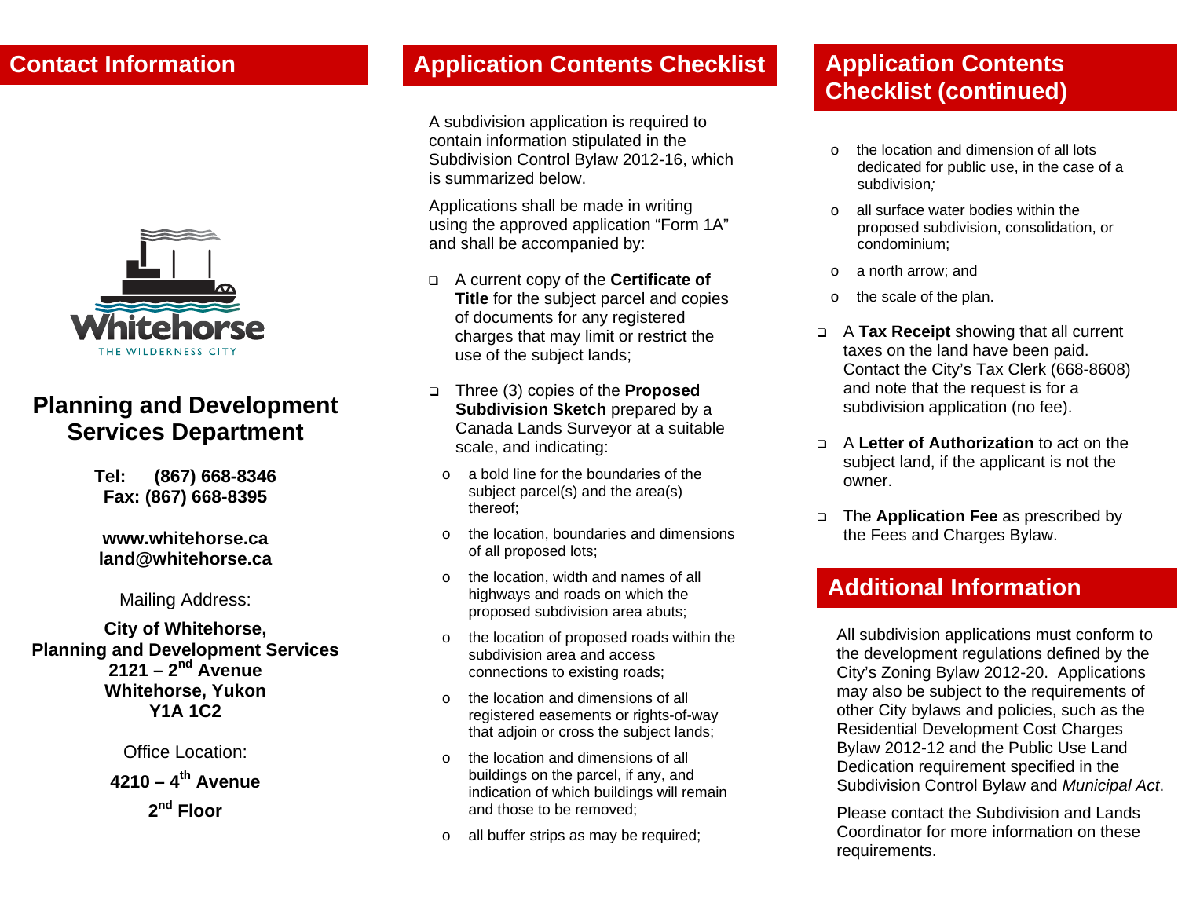## Contact Information

**Planning and Development Services Department**

**Tel: (867) 668-8346**
**Fax: (867) 668-8395**

**www.whitehorse.ca**
**land@whitehorse.ca**

Mailing Address:

**City of Whitehorse,**
**Planning and Development Services**
**2121 – 2nd Avenue**
**Whitehorse, Yukon**
**Y1A 1C2**

Office Location:

**4210 – 4th Avenue**

**2nd Floor**

## Application Contents Checklist

A subdivision application is required to contain information stipulated in the Subdivision Control Bylaw 2012-16, which is summarized below.

Applications shall be made in writing using the approved application “Form 1A” and shall be accompanied by:

- A current copy of the **Certificate of Title** for the subject parcel and copies of documents for any registered charges that may limit or restrict the use of the subject lands;
- Three (3) copies of the **Proposed Subdivision Sketch** prepared by a Canada Lands Surveyor at a suitable scale, and indicating:
  - a bold line for the boundaries of the subject parcel(s) and the area(s) thereof;
  - the location, boundaries and dimensions of all proposed lots;
  - the location, width and names of all highways and roads on which the proposed subdivision area abuts;
  - the location of proposed roads within the subdivision area and access connections to existing roads;
  - the location and dimensions of all registered easements or rights-of-way that adjoin or cross the subject lands;
  - the location and dimensions of all buildings on the parcel, if any, and indication of which buildings will remain and those to be removed;
  - all buffer strips as may be required;

## Application Contents Checklist (continued)

  - the location and dimension of all lots dedicated for public use, in the case of a subdivision;
  - all surface water bodies within the proposed subdivision, consolidation, or condominium;
  - a north arrow; and
  - the scale of the plan.
- A **Tax Receipt** showing that all current taxes on the land have been paid. Contact the City’s Tax Clerk (668-8608) and note that the request is for a subdivision application (no fee).
- A **Letter of Authorization** to act on the subject land, if the applicant is not the owner.
- The **Application Fee** as prescribed by the Fees and Charges Bylaw.

## Additional Information

All subdivision applications must conform to the development regulations defined by the City’s Zoning Bylaw 2012-20. Applications may also be subject to the requirements of other City bylaws and policies, such as the Residential Development Cost Charges Bylaw 2012-12 and the Public Use Land Dedication requirement specified in the Subdivision Control Bylaw and *Municipal Act*.

Please contact the Subdivision and Lands Coordinator for more information on these requirements.